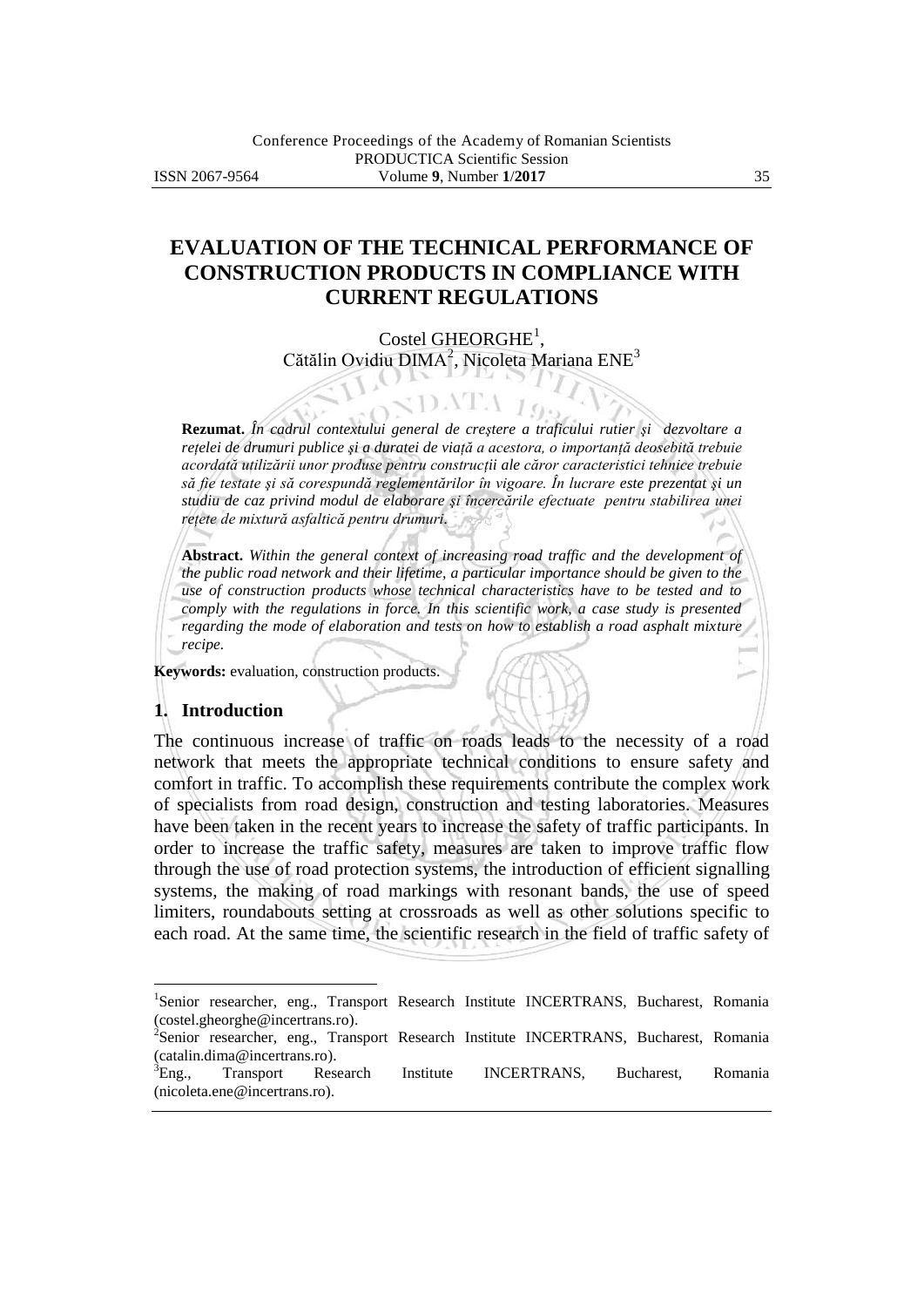# EVALUATION OF THE TECHNICAL PERFORMANCE OF CONSTRUCTION PRODUCTS IN COMPLIANCE WITH CURRENT REGULATIONS

Costel GHEORGHE[1],
Cătălin Ovidiu DIMA[2], Nicoleta Mariana ENE[3]

**Rezumat.** *În cadrul contextului general de creştere a traficului rutier şi dezvoltare a reţelei de drumuri publice şi a duratei de viaţă a acestora, o importanţă deosebită trebuie acordată utilizării unor produse pentru construcţii ale căror caracteristici tehnice trebuie să fie testate şi să corespundă reglementărilor în vigoare. În lucrare este prezentat şi un studiu de caz privind modul de elaborare şi încercările efectuate pentru stabilirea unei reţete de mixtură asfaltică pentru drumuri.*

**Abstract.** *Within the general context of increasing road traffic and the development of the public road network and their lifetime, a particular importance should be given to the use of construction products whose technical characteristics have to be tested and to comply with the regulations in force. In this scientific work, a case study is presented regarding the mode of elaboration and tests on how to establish a road asphalt mixture recipe.*

**Keywords:** evaluation, construction products.

## 1. Introduction

The continuous increase of traffic on roads leads to the necessity of a road network that meets the appropriate technical conditions to ensure safety and comfort in traffic. To accomplish these requirements contribute the complex work of specialists from road design, construction and testing laboratories. Measures have been taken in the recent years to increase the safety of traffic participants. In order to increase the traffic safety, measures are taken to improve traffic flow through the use of road protection systems, the introduction of efficient signalling systems, the making of road markings with resonant bands, the use of speed limiters, roundabouts setting at crossroads as well as other solutions specific to each road. At the same time, the scientific research in the field of traffic safety of

---

[1]Senior researcher, eng., Transport Research Institute INCERTRANS, Bucharest, Romania (costel.gheorghe@incertrans.ro).

[2]Senior researcher, eng., Transport Research Institute INCERTRANS, Bucharest, Romania (catalin.dima@incertrans.ro).

[3]Eng., Transport Research Institute INCERTRANS, Bucharest, Romania (nicoleta.ene@incertrans.ro).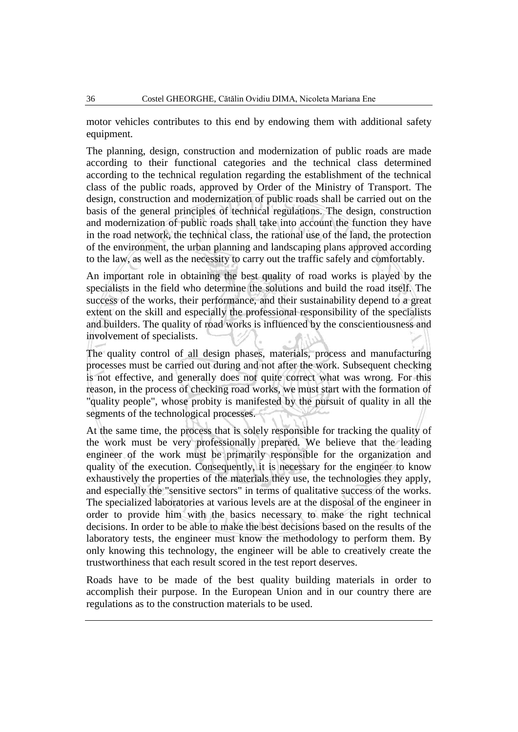motor vehicles contributes to this end by endowing them with additional safety equipment.

The planning, design, construction and modernization of public roads are made according to their functional categories and the technical class determined according to the technical regulation regarding the establishment of the technical class of the public roads, approved by Order of the Ministry of Transport. The design, construction and modernization of public roads shall be carried out on the basis of the general principles of technical regulations. The design, construction and modernization of public roads shall take into account the function they have in the road network, the technical class, the rational use of the land, the protection of the environment, the urban planning and landscaping plans approved according to the law, as well as the necessity to carry out the traffic safely and comfortably.

An important role in obtaining the best quality of road works is played by the specialists in the field who determine the solutions and build the road itself. The success of the works, their performance, and their sustainability depend to a great extent on the skill and especially the professional responsibility of the specialists and builders. The quality of road works is influenced by the conscientiousness and involvement of specialists.

The quality control of all design phases, materials, process and manufacturing processes must be carried out during and not after the work. Subsequent checking is not effective, and generally does not quite correct what was wrong. For this reason, in the process of checking road works, we must start with the formation of "quality people", whose probity is manifested by the pursuit of quality in all the segments of the technological processes.

At the same time, the process that is solely responsible for tracking the quality of the work must be very professionally prepared. We believe that the leading engineer of the work must be primarily responsible for the organization and quality of the execution. Consequently, it is necessary for the engineer to know exhaustively the properties of the materials they use, the technologies they apply, and especially the "sensitive sectors" in terms of qualitative success of the works. The specialized laboratories at various levels are at the disposal of the engineer in order to provide him with the basics necessary to make the right technical decisions. In order to be able to make the best decisions based on the results of the laboratory tests, the engineer must know the methodology to perform them. By only knowing this technology, the engineer will be able to creatively create the trustworthiness that each result scored in the test report deserves.

Roads have to be made of the best quality building materials in order to accomplish their purpose. In the European Union and in our country there are regulations as to the construction materials to be used.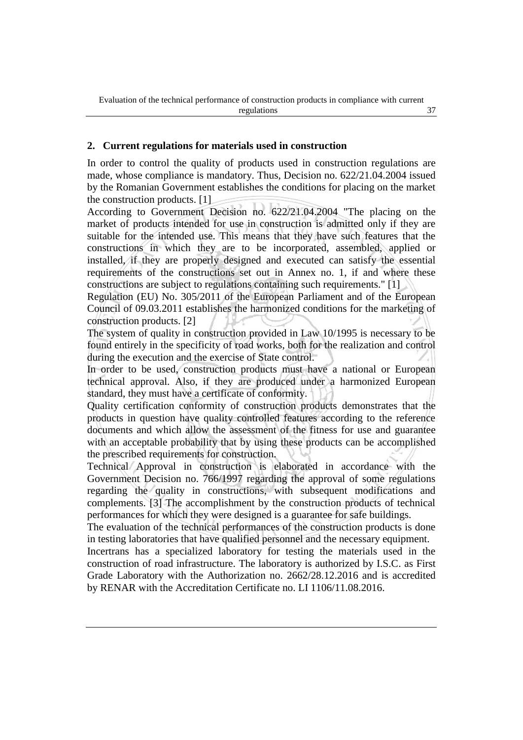## 2. Current regulations for materials used in construction

In order to control the quality of products used in construction regulations are made, whose compliance is mandatory. Thus, Decision no. 622/21.04.2004 issued by the Romanian Government establishes the conditions for placing on the market the construction products. [1]

According to Government Decision no. 622/21.04.2004 "The placing on the market of products intended for use in construction is admitted only if they are suitable for the intended use. This means that they have such features that the constructions in which they are to be incorporated, assembled, applied or installed, if they are properly designed and executed can satisfy the essential requirements of the constructions set out in Annex no. 1, if and where these constructions are subject to regulations containing such requirements." [1]

Regulation (EU) No. 305/2011 of the European Parliament and of the European Council of 09.03.2011 establishes the harmonized conditions for the marketing of construction products. [2]

The system of quality in construction provided in Law 10/1995 is necessary to be found entirely in the specificity of road works, both for the realization and control during the execution and the exercise of State control.

In order to be used, construction products must have a national or European technical approval. Also, if they are produced under a harmonized European standard, they must have a certificate of conformity.

Quality certification conformity of construction products demonstrates that the products in question have quality controlled features according to the reference documents and which allow the assessment of the fitness for use and guarantee with an acceptable probability that by using these products can be accomplished the prescribed requirements for construction.

Technical Approval in construction is elaborated in accordance with the Government Decision no. 766/1997 regarding the approval of some regulations regarding the quality in constructions, with subsequent modifications and complements. [3] The accomplishment by the construction products of technical performances for which they were designed is a guarantee for safe buildings.

The evaluation of the technical performances of the construction products is done in testing laboratories that have qualified personnel and the necessary equipment.

Incertrans has a specialized laboratory for testing the materials used in the construction of road infrastructure. The laboratory is authorized by I.S.C. as First Grade Laboratory with the Authorization no. 2662/28.12.2016 and is accredited by RENAR with the Accreditation Certificate no. LI 1106/11.08.2016.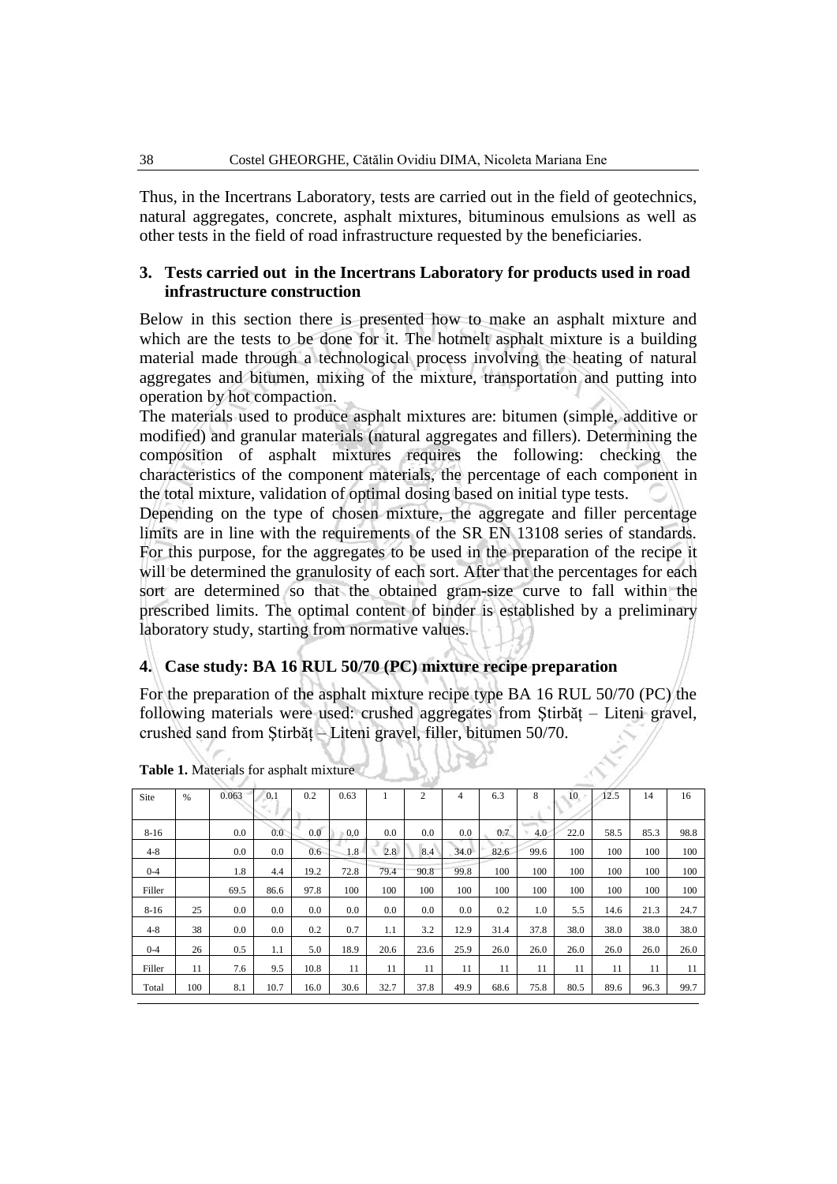Thus, in the Incertrans Laboratory, tests are carried out in the field of geotechnics, natural aggregates, concrete, asphalt mixtures, bituminous emulsions as well as other tests in the field of road infrastructure requested by the beneficiaries.

## 3. Tests carried out in the Incertrans Laboratory for products used in road infrastructure construction

Below in this section there is presented how to make an asphalt mixture and which are the tests to be done for it. The hotmelt asphalt mixture is a building material made through a technological process involving the heating of natural aggregates and bitumen, mixing of the mixture, transportation and putting into operation by hot compaction.

The materials used to produce asphalt mixtures are: bitumen (simple, additive or modified) and granular materials (natural aggregates and fillers). Determining the composition of asphalt mixtures requires the following: checking the characteristics of the component materials, the percentage of each component in the total mixture, validation of optimal dosing based on initial type tests.

Depending on the type of chosen mixture, the aggregate and filler percentage limits are in line with the requirements of the SR EN 13108 series of standards. For this purpose, for the aggregates to be used in the preparation of the recipe it will be determined the granulosity of each sort. After that the percentages for each sort are determined so that the obtained gram-size curve to fall within the prescribed limits. The optimal content of binder is established by a preliminary laboratory study, starting from normative values.

## 4. Case study: BA 16 RUL 50/70 (PC) mixture recipe preparation

For the preparation of the asphalt mixture recipe type BA 16 RUL 50/70 (PC) the following materials were used: crushed aggregates from Știrbăț – Liteni gravel, crushed sand from Ştirbăț – Liteni gravel, filler, bitumen 50/70.

**Table 1.** Materials for asphalt mixture

| Site | % | 0.063 | 0.1 | 0.2 | 0.63 | 1 | 2 | 4 | 6.3 | 8 | 10 | 12.5 | 14 | 16 |
|---|---|---|---|---|---|---|---|---|---|---|---|---|---|---|
| 8-16 | | 0.0 | 0.0 | 0.0 | 0.0 | 0.0 | 0.0 | 0.0 | 0.7 | 4.0 | 22.0 | 58.5 | 85.3 | 98.8 |
| 4-8 | | 0.0 | 0.0 | 0.6 | 1.8 | 2.8 | 8.4 | 34.0 | 82.6 | 99.6 | 100 | 100 | 100 | 100 |
| 0-4 | | 1.8 | 4.4 | 19.2 | 72.8 | 79.4 | 90.8 | 99.8 | 100 | 100 | 100 | 100 | 100 | 100 |
| Filler | | 69.5 | 86.6 | 97.8 | 100 | 100 | 100 | 100 | 100 | 100 | 100 | 100 | 100 | 100 |
| 8-16 | 25 | 0.0 | 0.0 | 0.0 | 0.0 | 0.0 | 0.0 | 0.0 | 0.2 | 1.0 | 5.5 | 14.6 | 21.3 | 24.7 |
| 4-8 | 38 | 0.0 | 0.0 | 0.2 | 0.7 | 1.1 | 3.2 | 12.9 | 31.4 | 37.8 | 38.0 | 38.0 | 38.0 | 38.0 |
| 0-4 | 26 | 0.5 | 1.1 | 5.0 | 18.9 | 20.6 | 23.6 | 25.9 | 26.0 | 26.0 | 26.0 | 26.0 | 26.0 | 26.0 |
| Filler | 11 | 7.6 | 9.5 | 10.8 | 11 | 11 | 11 | 11 | 11 | 11 | 11 | 11 | 11 | 11 |
| Total | 100 | 8.1 | 10.7 | 16.0 | 30.6 | 32.7 | 37.8 | 49.9 | 68.6 | 75.8 | 80.5 | 89.6 | 96.3 | 99.7 |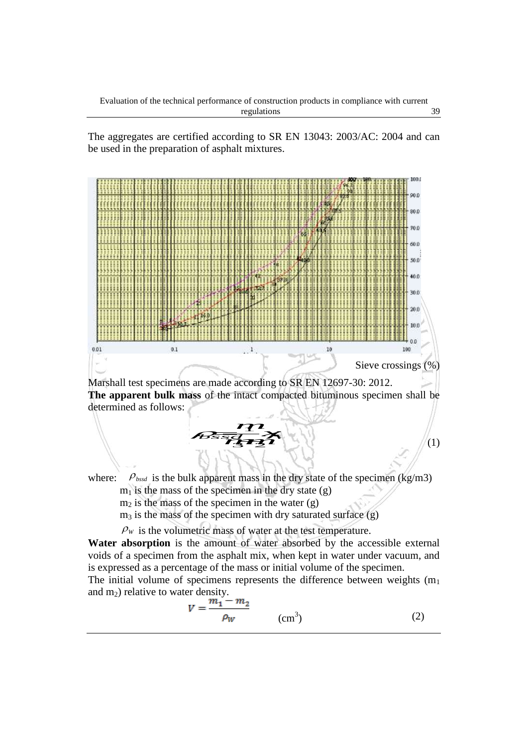The aggregates are certified according to SR EN 13043: 2003/AC: 2004 and can be used in the preparation of asphalt mixtures.

Sieve crossings (%)

Marshall test specimens are made according to SR EN 12697-30: 2012.

**The apparent bulk mass** of the intact compacted bituminous specimen shall be determined as follows:

$$\rho_{bssd} = \frac{m_1}{m_3 - m_2} \times \rho_w \qquad (1)$$

where: $\rho_{bssd}$ is the bulk apparent mass in the dry state of the specimen (kg/m3)

$m_1$ is the mass of the specimen in the dry state (g)

$m_2$ is the mass of the specimen in the water (g)

$m_3$ is the mass of the specimen with dry saturated surface (g)

$\rho_W$ is the volumetric mass of water at the test temperature.

**Water absorption** is the amount of water absorbed by the accessible external voids of a specimen from the asphalt mix, when kept in water under vacuum, and is expressed as a percentage of the mass or initial volume of the specimen.

The initial volume of specimens represents the difference between weights ($m_1$ and $m_2$) relative to water density.

$$V = \frac{m_1 - m_2}{\rho_W} \quad (\text{cm}^3) \qquad (2)$$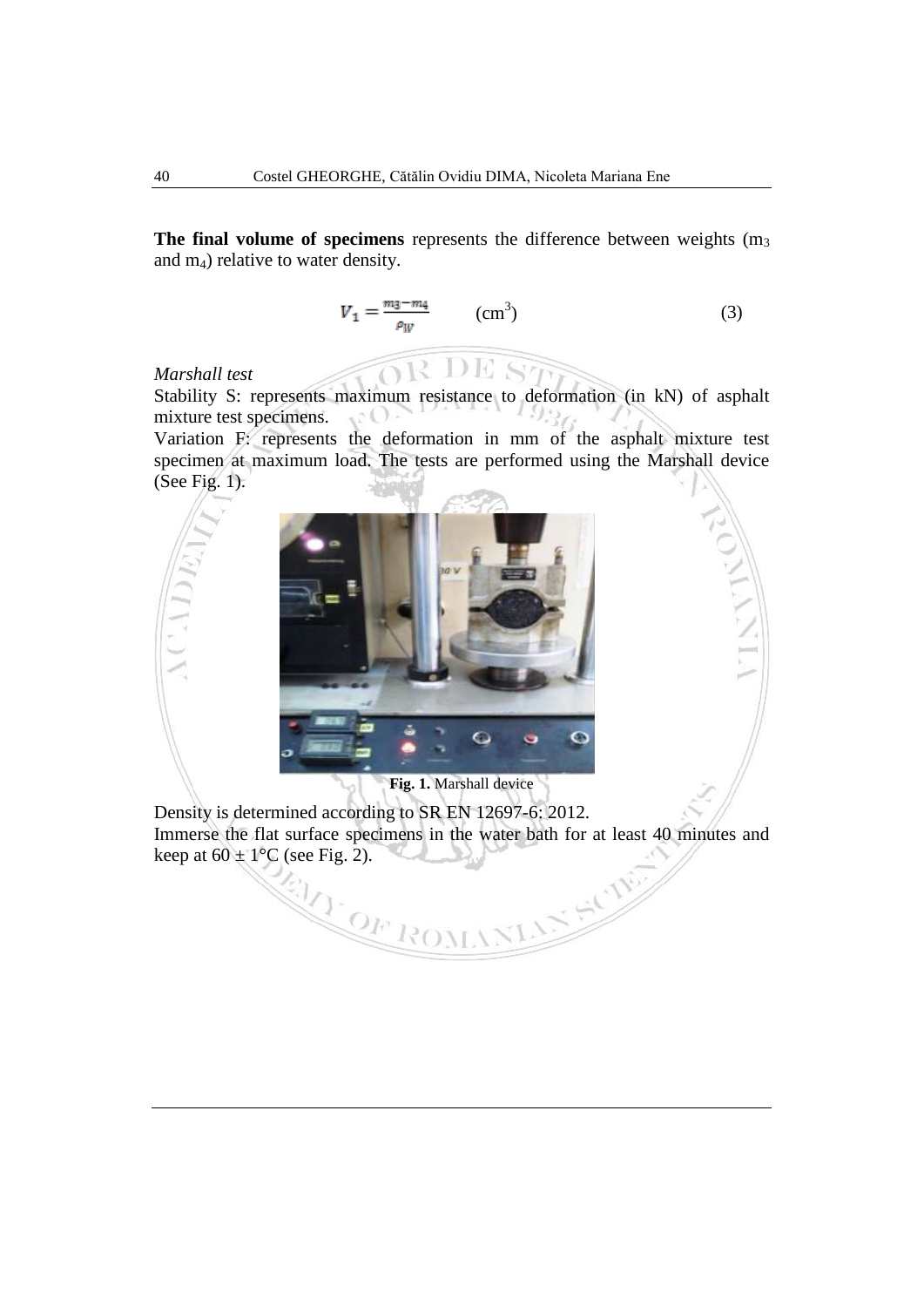**The final volume of specimens** represents the difference between weights ($m_3$ and $m_4$) relative to water density.

$$V_1 = \frac{m_3 - m_4}{\rho_W} \qquad (\text{cm}^3) \qquad (3)$$

*Marshall test*

Stability S: represents maximum resistance to deformation (in kN) of asphalt mixture test specimens.

Variation F: represents the deformation in mm of the asphalt mixture test specimen at maximum load. The tests are performed using the Marshall device (See Fig. 1).

**Fig. 1.** Marshall device

Density is determined according to SR EN 12697-6: 2012.

Immerse the flat surface specimens in the water bath for at least 40 minutes and keep at 60 ± 1°C (see Fig. 2).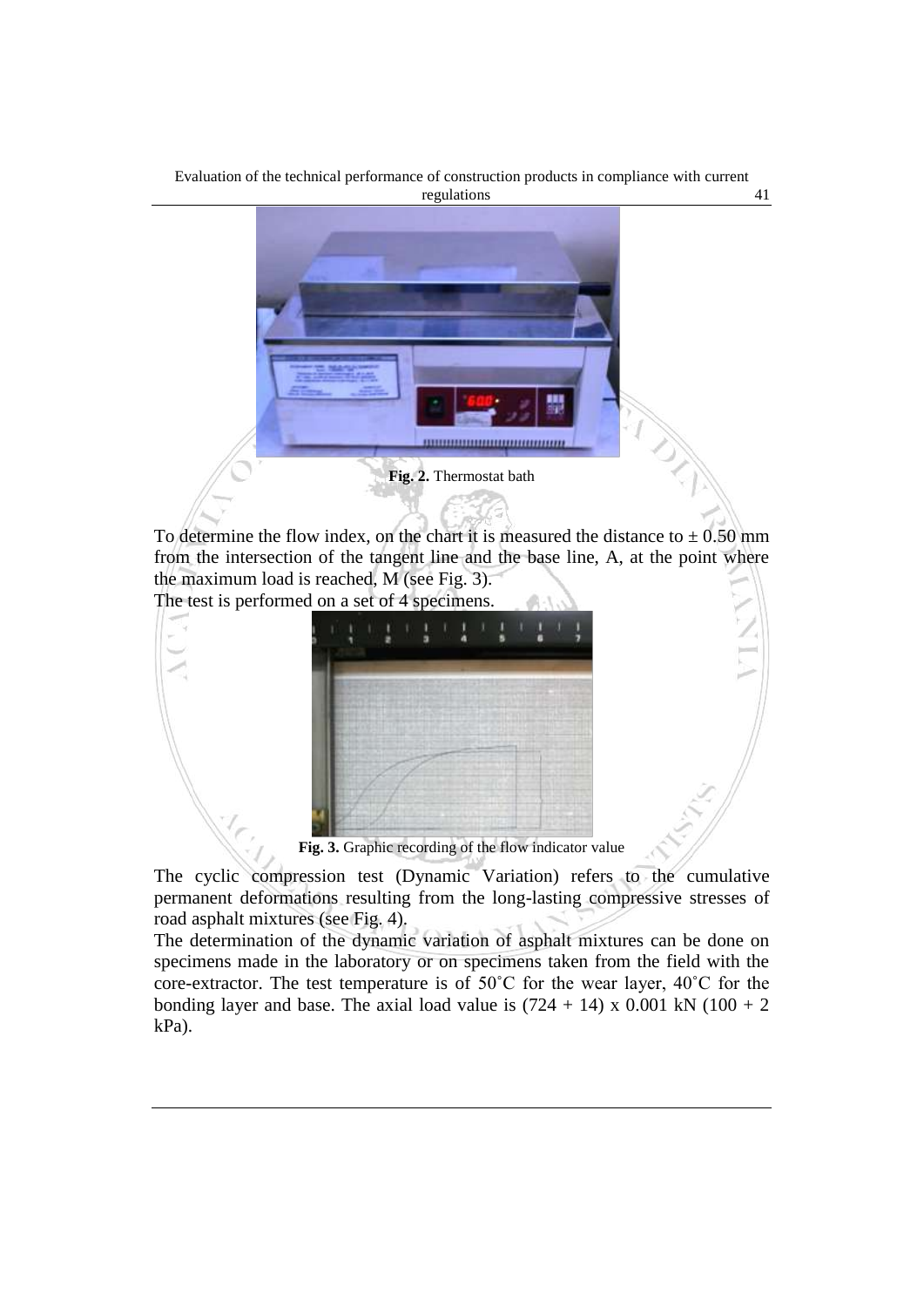**Fig. 2.** Thermostat bath

To determine the flow index, on the chart it is measured the distance to $\pm$ 0.50 mm from the intersection of the tangent line and the base line, A, at the point where the maximum load is reached, M (see Fig. 3).

The test is performed on a set of 4 specimens.

**Fig. 3.** Graphic recording of the flow indicator value

The cyclic compression test (Dynamic Variation) refers to the cumulative permanent deformations resulting from the long-lasting compressive stresses of road asphalt mixtures (see Fig. 4).

The determination of the dynamic variation of asphalt mixtures can be done on specimens made in the laboratory or on specimens taken from the field with the core-extractor. The test temperature is of 50˚C for the wear layer, 40˚C for the bonding layer and base. The axial load value is (724 + 14) x 0.001 kN (100 + 2 kPa).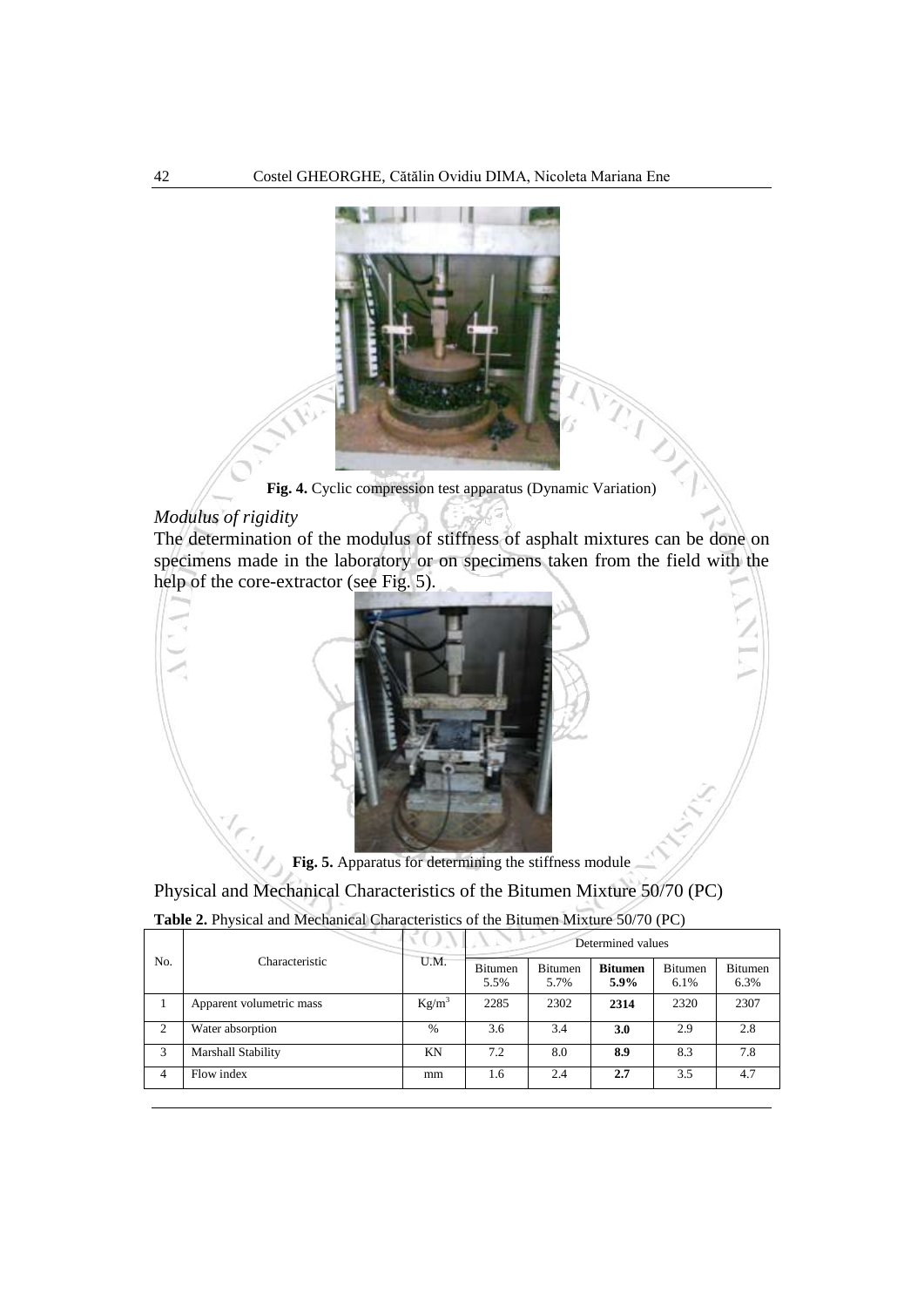**Fig. 4.** Cyclic compression test apparatus (Dynamic Variation)

*Modulus of rigidity*

The determination of the modulus of stiffness of asphalt mixtures can be done on specimens made in the laboratory or on specimens taken from the field with the help of the core-extractor (see Fig. 5).

**Fig. 5.** Apparatus for determining the stiffness module

Physical and Mechanical Characteristics of the Bitumen Mixture 50/70 (PC)

**Table 2.** Physical and Mechanical Characteristics of the Bitumen Mixture 50/70 (PC)

| No. | Characteristic | U.M. | Determined values | | | | |
|---|---|---|---|---|---|---|---|
| | | | Bitumen 5.5% | Bitumen 5.7% | **Bitumen 5.9%** | Bitumen 6.1% | Bitumen 6.3% |
| 1 | Apparent volumetric mass | Kg/m$^3$ | 2285 | 2302 | **2314** | 2320 | 2307 |
| 2 | Water absorption | % | 3.6 | 3.4 | **3.0** | 2.9 | 2.8 |
| 3 | Marshall Stability | KN | 7.2 | 8.0 | **8.9** | 8.3 | 7.8 |
| 4 | Flow index | mm | 1.6 | 2.4 | **2.7** | 3.5 | 4.7 |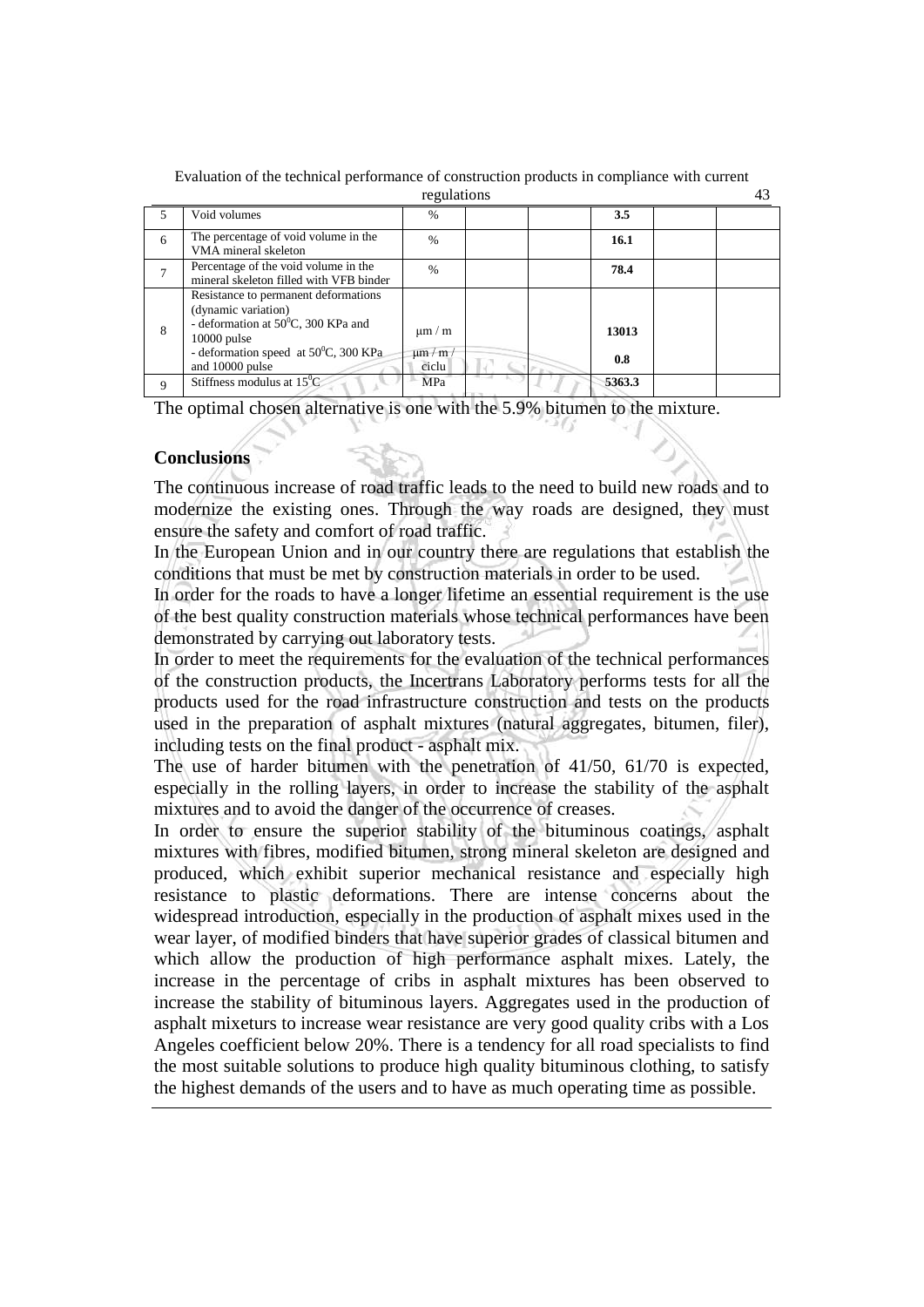| 5 | Void volumes | % | | | **3.5** | | |
|---|---|---|---|---|---|---|---|
| 6 | The percentage of void volume in the VMA mineral skeleton | % | | | **16.1** | | |
| 7 | Percentage of the void volume in the mineral skeleton filled with VFB binder | % | | | **78.4** | | |
| 8 | Resistance to permanent deformations (dynamic variation)<br>- deformation at 50$^0$C, 300 KPa and 10000 pulse<br>- deformation speed at 50$^0$C, 300 KPa and 10000 pulse | µm / m<br><br>µm / m / ciclu | | | **13013**<br><br>**0.8** | | |
| 9 | Stiffness modulus at 15$^0$C | MPa | | | **5363.3** | | |

The optimal chosen alternative is one with the 5.9% bitumen to the mixture.

## Conclusions

The continuous increase of road traffic leads to the need to build new roads and to modernize the existing ones. Through the way roads are designed, they must ensure the safety and comfort of road traffic.

In the European Union and in our country there are regulations that establish the conditions that must be met by construction materials in order to be used.

In order for the roads to have a longer lifetime an essential requirement is the use of the best quality construction materials whose technical performances have been demonstrated by carrying out laboratory tests.

In order to meet the requirements for the evaluation of the technical performances of the construction products, the Incertrans Laboratory performs tests for all the products used for the road infrastructure construction and tests on the products used in the preparation of asphalt mixtures (natural aggregates, bitumen, filer), including tests on the final product - asphalt mix.

The use of harder bitumen with the penetration of 41/50, 61/70 is expected, especially in the rolling layers, in order to increase the stability of the asphalt mixtures and to avoid the danger of the occurrence of creases.

In order to ensure the superior stability of the bituminous coatings, asphalt mixtures with fibres, modified bitumen, strong mineral skeleton are designed and produced, which exhibit superior mechanical resistance and especially high resistance to plastic deformations. There are intense concerns about the widespread introduction, especially in the production of asphalt mixes used in the wear layer, of modified binders that have superior grades of classical bitumen and which allow the production of high performance asphalt mixes. Lately, the increase in the percentage of cribs in asphalt mixtures has been observed to increase the stability of bituminous layers. Aggregates used in the production of asphalt mixeturs to increase wear resistance are very good quality cribs with a Los Angeles coefficient below 20%. There is a tendency for all road specialists to find the most suitable solutions to produce high quality bituminous clothing, to satisfy the highest demands of the users and to have as much operating time as possible.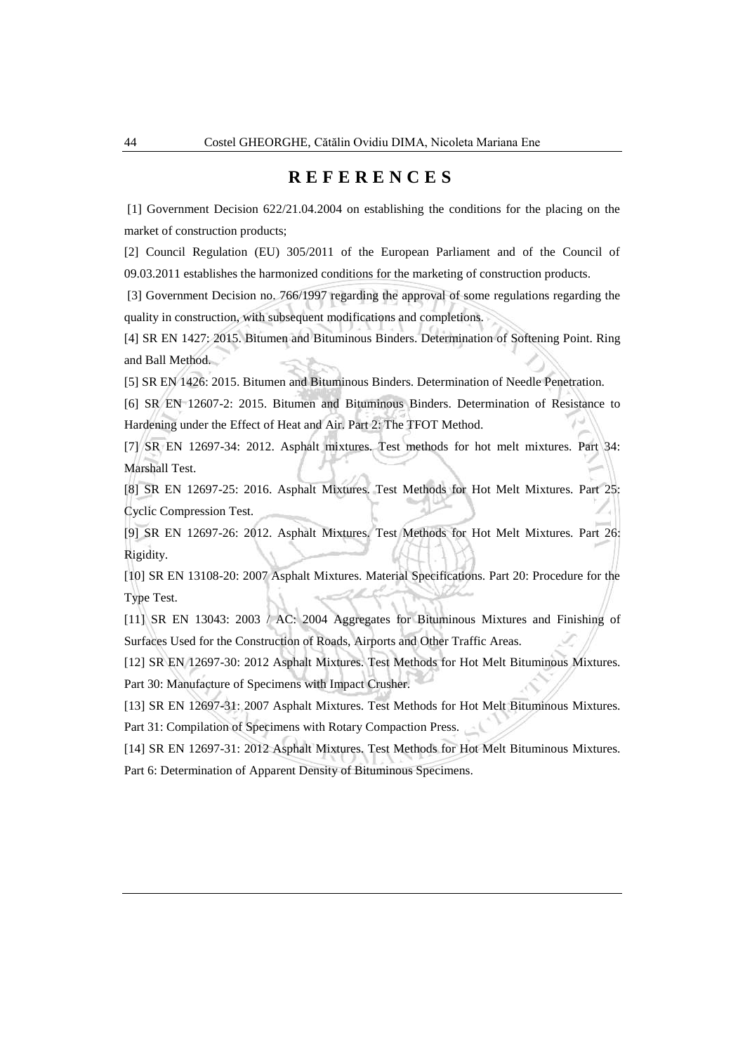## REFERENCES

[1] Government Decision 622/21.04.2004 on establishing the conditions for the placing on the market of construction products;

[2] Council Regulation (EU) 305/2011 of the European Parliament and of the Council of 09.03.2011 establishes the harmonized conditions for the marketing of construction products.

[3] Government Decision no. 766/1997 regarding the approval of some regulations regarding the quality in construction, with subsequent modifications and completions.

[4] SR EN 1427: 2015. Bitumen and Bituminous Binders. Determination of Softening Point. Ring and Ball Method.

[5] SR EN 1426: 2015. Bitumen and Bituminous Binders. Determination of Needle Penetration.

[6] SR EN 12607-2: 2015. Bitumen and Bituminous Binders. Determination of Resistance to Hardening under the Effect of Heat and Air. Part 2: The TFOT Method.

[7] SR EN 12697-34: 2012. Asphalt mixtures. Test methods for hot melt mixtures. Part 34: Marshall Test.

[8] SR EN 12697-25: 2016. Asphalt Mixtures. Test Methods for Hot Melt Mixtures. Part 25: Cyclic Compression Test.

[9] SR EN 12697-26: 2012. Asphalt Mixtures. Test Methods for Hot Melt Mixtures. Part 26: Rigidity.

[10] SR EN 13108-20: 2007 Asphalt Mixtures. Material Specifications. Part 20: Procedure for the Type Test.

[11] SR EN 13043: 2003 / AC: 2004 Aggregates for Bituminous Mixtures and Finishing of Surfaces Used for the Construction of Roads, Airports and Other Traffic Areas.

[12] SR EN 12697-30: 2012 Asphalt Mixtures. Test Methods for Hot Melt Bituminous Mixtures. Part 30: Manufacture of Specimens with Impact Crusher.

[13] SR EN 12697-31: 2007 Asphalt Mixtures. Test Methods for Hot Melt Bituminous Mixtures. Part 31: Compilation of Specimens with Rotary Compaction Press.

[14] SR EN 12697-31: 2012 Asphalt Mixtures. Test Methods for Hot Melt Bituminous Mixtures. Part 6: Determination of Apparent Density of Bituminous Specimens.